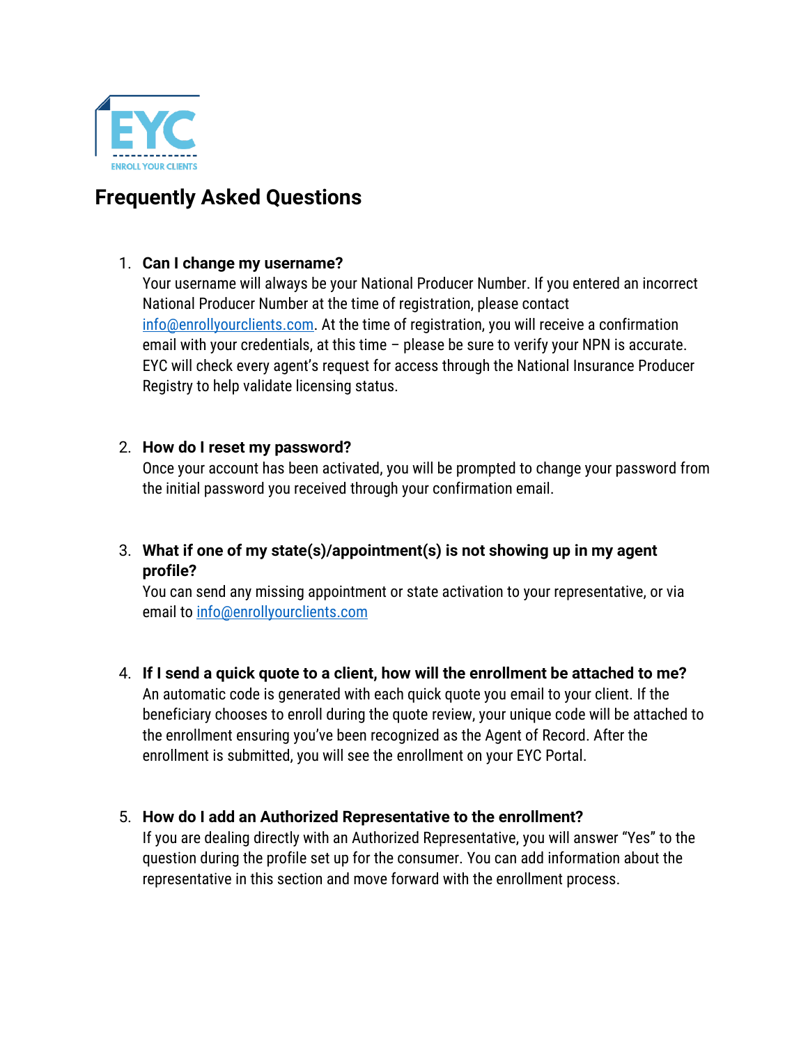EYC

ENROLL YOUR CLIENTS

## Frequently Asked Questions

1. **Can I change my username?**
   Your username will always be your National Producer Number. If you entered an incorrect National Producer Number at the time of registration, please contact info@enrollyourclients.com. At the time of registration, you will receive a confirmation email with your credentials, at this time – please be sure to verify your NPN is accurate. EYC will check every agent's request for access through the National Insurance Producer Registry to help validate licensing status.

2. **How do I reset my password?**
   Once your account has been activated, you will be prompted to change your password from the initial password you received through your confirmation email.

3. **What if one of my state(s)/appointment(s) is not showing up in my agent profile?**
   You can send any missing appointment or state activation to your representative, or via email to info@enrollyourclients.com

4. **If I send a quick quote to a client, how will the enrollment be attached to me?**
   An automatic code is generated with each quick quote you email to your client. If the beneficiary chooses to enroll during the quote review, your unique code will be attached to the enrollment ensuring you've been recognized as the Agent of Record. After the enrollment is submitted, you will see the enrollment on your EYC Portal.

5. **How do I add an Authorized Representative to the enrollment?**
   If you are dealing directly with an Authorized Representative, you will answer "Yes" to the question during the profile set up for the consumer. You can add information about the representative in this section and move forward with the enrollment process.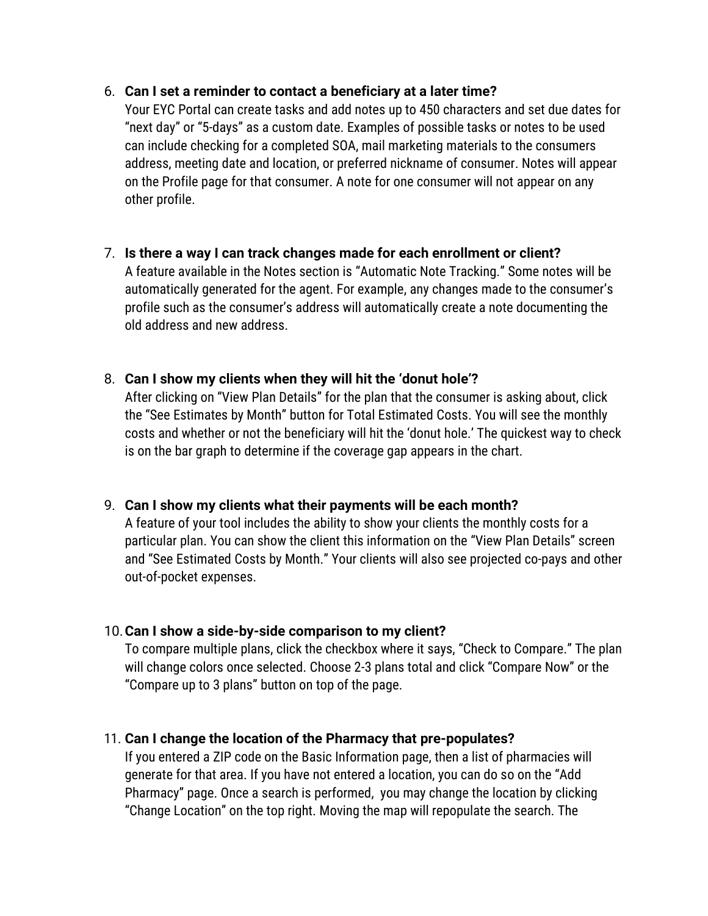6. **Can I set a reminder to contact a beneficiary at a later time?**
   Your EYC Portal can create tasks and add notes up to 450 characters and set due dates for "next day" or "5-days" as a custom date. Examples of possible tasks or notes to be used can include checking for a completed SOA, mail marketing materials to the consumers address, meeting date and location, or preferred nickname of consumer. Notes will appear on the Profile page for that consumer. A note for one consumer will not appear on any other profile.

7. **Is there a way I can track changes made for each enrollment or client?**
   A feature available in the Notes section is "Automatic Note Tracking." Some notes will be automatically generated for the agent. For example, any changes made to the consumer's profile such as the consumer's address will automatically create a note documenting the old address and new address.

8. **Can I show my clients when they will hit the 'donut hole'?**
   After clicking on "View Plan Details" for the plan that the consumer is asking about, click the "See Estimates by Month" button for Total Estimated Costs. You will see the monthly costs and whether or not the beneficiary will hit the 'donut hole.' The quickest way to check is on the bar graph to determine if the coverage gap appears in the chart.

9. **Can I show my clients what their payments will be each month?**
   A feature of your tool includes the ability to show your clients the monthly costs for a particular plan. You can show the client this information on the "View Plan Details" screen and "See Estimated Costs by Month." Your clients will also see projected co-pays and other out-of-pocket expenses.

10. **Can I show a side-by-side comparison to my client?**
    To compare multiple plans, click the checkbox where it says, "Check to Compare." The plan will change colors once selected. Choose 2-3 plans total and click "Compare Now" or the "Compare up to 3 plans" button on top of the page.

11. **Can I change the location of the Pharmacy that pre-populates?**
    If you entered a ZIP code on the Basic Information page, then a list of pharmacies will generate for that area. If you have not entered a location, you can do so on the "Add Pharmacy" page. Once a search is performed, you may change the location by clicking "Change Location" on the top right. Moving the map will repopulate the search. The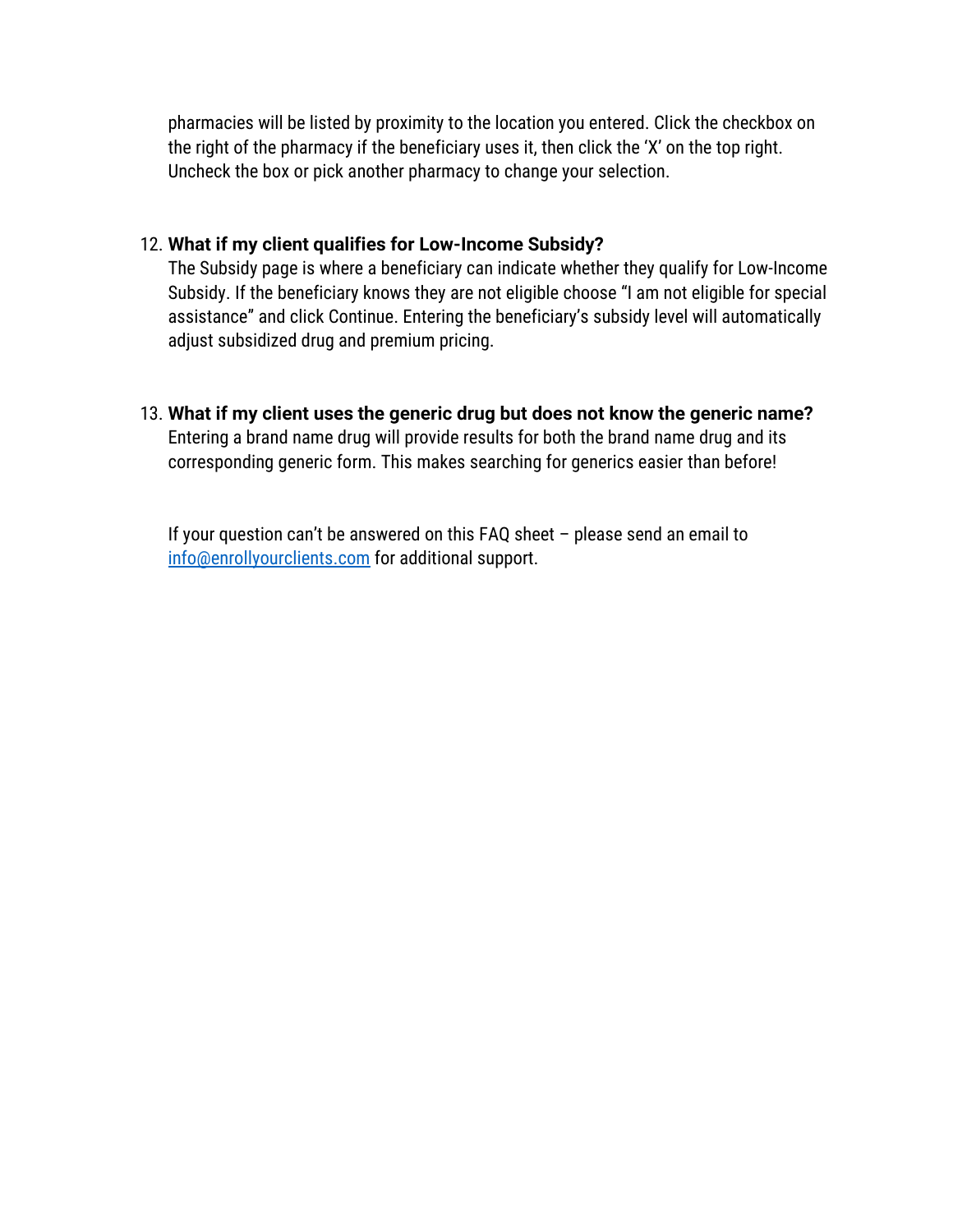pharmacies will be listed by proximity to the location you entered. Click the checkbox on the right of the pharmacy if the beneficiary uses it, then click the 'X' on the top right. Uncheck the box or pick another pharmacy to change your selection.

12. **What if my client qualifies for Low-Income Subsidy?**
    The Subsidy page is where a beneficiary can indicate whether they qualify for Low-Income Subsidy. If the beneficiary knows they are not eligible choose "I am not eligible for special assistance" and click Continue. Entering the beneficiary's subsidy level will automatically adjust subsidized drug and premium pricing.

13. **What if my client uses the generic drug but does not know the generic name?**
    Entering a brand name drug will provide results for both the brand name drug and its corresponding generic form. This makes searching for generics easier than before!

If your question can't be answered on this FAQ sheet – please send an email to [info@enrollyourclients.com](mailto:info@enrollyourclients.com) for additional support.